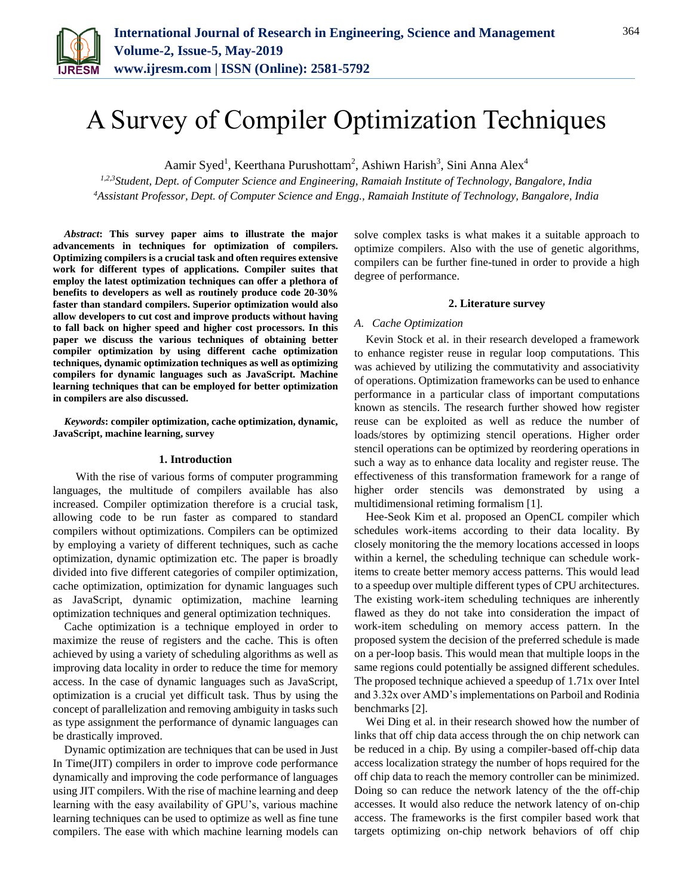# A Survey of Compiler Optimization Techniques

Aamir Syed[1], Keerthana Purushottam[2], Ashiwn Harish[3], Sini Anna Alex[4]

[1,2,3]*Student, Dept. of Computer Science and Engineering, Ramaiah Institute of Technology, Bangalore, India*
[4]*Assistant Professor, Dept. of Computer Science and Engg., Ramaiah Institute of Technology, Bangalore, India*

***Abstract*: This survey paper aims to illustrate the major advancements in techniques for optimization of compilers. Optimizing compilers is a crucial task and often requires extensive work for different types of applications. Compiler suites that employ the latest optimization techniques can offer a plethora of benefits to developers as well as routinely produce code 20-30% faster than standard compilers. Superior optimization would also allow developers to cut cost and improve products without having to fall back on higher speed and higher cost processors. In this paper we discuss the various techniques of obtaining better compiler optimization by using different cache optimization techniques, dynamic optimization techniques as well as optimizing compilers for dynamic languages such as JavaScript. Machine learning techniques that can be employed for better optimization in compilers are also discussed.**

***Keywords*: compiler optimization, cache optimization, dynamic, JavaScript, machine learning, survey**

## 1. Introduction

With the rise of various forms of computer programming languages, the multitude of compilers available has also increased. Compiler optimization therefore is a crucial task, allowing code to be run faster as compared to standard compilers without optimizations. Compilers can be optimized by employing a variety of different techniques, such as cache optimization, dynamic optimization etc. The paper is broadly divided into five different categories of compiler optimization, cache optimization, optimization for dynamic languages such as JavaScript, dynamic optimization, machine learning optimization techniques and general optimization techniques.

Cache optimization is a technique employed in order to maximize the reuse of registers and the cache. This is often achieved by using a variety of scheduling algorithms as well as improving data locality in order to reduce the time for memory access. In the case of dynamic languages such as JavaScript, optimization is a crucial yet difficult task. Thus by using the concept of parallelization and removing ambiguity in tasks such as type assignment the performance of dynamic languages can be drastically improved.

Dynamic optimization are techniques that can be used in Just In Time(JIT) compilers in order to improve code performance dynamically and improving the code performance of languages using JIT compilers. With the rise of machine learning and deep learning with the easy availability of GPU's, various machine learning techniques can be used to optimize as well as fine tune compilers. The ease with which machine learning models can solve complex tasks is what makes it a suitable approach to optimize compilers. Also with the use of genetic algorithms, compilers can be further fine-tuned in order to provide a high degree of performance.

## 2. Literature survey

### *A. Cache Optimization*

Kevin Stock et al. in their research developed a framework to enhance register reuse in regular loop computations. This was achieved by utilizing the commutativity and associativity of operations. Optimization frameworks can be used to enhance performance in a particular class of important computations known as stencils. The research further showed how register reuse can be exploited as well as reduce the number of loads/stores by optimizing stencil operations. Higher order stencil operations can be optimized by reordering operations in such a way as to enhance data locality and register reuse. The effectiveness of this transformation framework for a range of higher order stencils was demonstrated by using a multidimensional retiming formalism [1].

Hee-Seok Kim et al. proposed an OpenCL compiler which schedules work-items according to their data locality. By closely monitoring the the memory locations accessed in loops within a kernel, the scheduling technique can schedule work-items to create better memory access patterns. This would lead to a speedup over multiple different types of CPU architectures. The existing work-item scheduling techniques are inherently flawed as they do not take into consideration the impact of work-item scheduling on memory access pattern. In the proposed system the decision of the preferred schedule is made on a per-loop basis. This would mean that multiple loops in the same regions could potentially be assigned different schedules. The proposed technique achieved a speedup of 1.71x over Intel and 3.32x over AMD's implementations on Parboil and Rodinia benchmarks [2].

Wei Ding et al. in their research showed how the number of links that off chip data access through the on chip network can be reduced in a chip. By using a compiler-based off-chip data access localization strategy the number of hops required for the off chip data to reach the memory controller can be minimized. Doing so can reduce the network latency of the the off-chip accesses. It would also reduce the network latency of on-chip access. The frameworks is the first compiler based work that targets optimizing on-chip network behaviors of off chip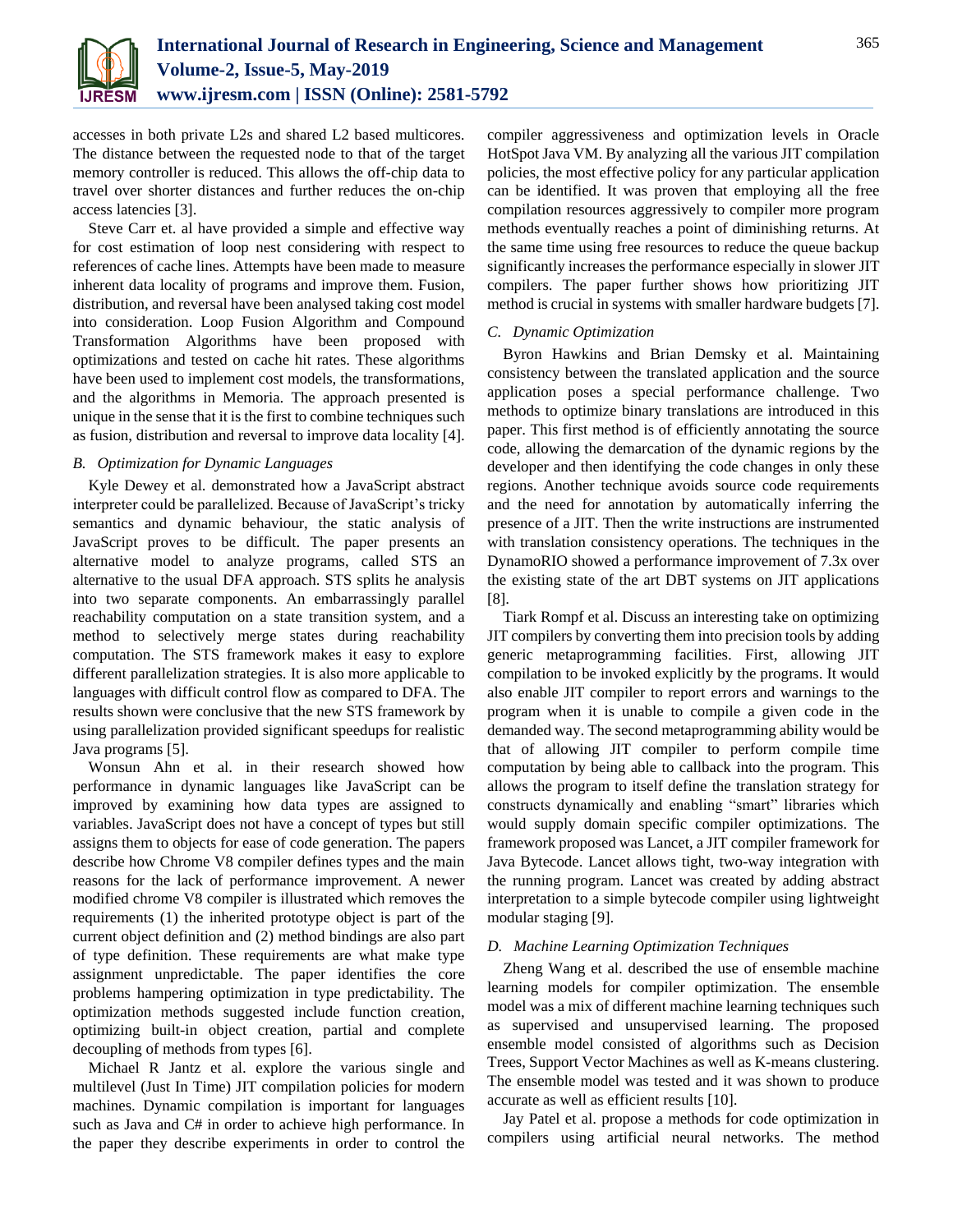accesses in both private L2s and shared L2 based multicores. The distance between the requested node to that of the target memory controller is reduced. This allows the off-chip data to travel over shorter distances and further reduces the on-chip access latencies [3].

Steve Carr et. al have provided a simple and effective way for cost estimation of loop nest considering with respect to references of cache lines. Attempts have been made to measure inherent data locality of programs and improve them. Fusion, distribution, and reversal have been analysed taking cost model into consideration. Loop Fusion Algorithm and Compound Transformation Algorithms have been proposed with optimizations and tested on cache hit rates. These algorithms have been used to implement cost models, the transformations, and the algorithms in Memoria. The approach presented is unique in the sense that it is the first to combine techniques such as fusion, distribution and reversal to improve data locality [4].

### *B. Optimization for Dynamic Languages*

Kyle Dewey et al. demonstrated how a JavaScript abstract interpreter could be parallelized. Because of JavaScript's tricky semantics and dynamic behaviour, the static analysis of JavaScript proves to be difficult. The paper presents an alternative model to analyze programs, called STS an alternative to the usual DFA approach. STS splits he analysis into two separate components. An embarrassingly parallel reachability computation on a state transition system, and a method to selectively merge states during reachability computation. The STS framework makes it easy to explore different parallelization strategies. It is also more applicable to languages with difficult control flow as compared to DFA. The results shown were conclusive that the new STS framework by using parallelization provided significant speedups for realistic Java programs [5].

Wonsun Ahn et al. in their research showed how performance in dynamic languages like JavaScript can be improved by examining how data types are assigned to variables. JavaScript does not have a concept of types but still assigns them to objects for ease of code generation. The papers describe how Chrome V8 compiler defines types and the main reasons for the lack of performance improvement. A newer modified chrome V8 compiler is illustrated which removes the requirements (1) the inherited prototype object is part of the current object definition and (2) method bindings are also part of type definition. These requirements are what make type assignment unpredictable. The paper identifies the core problems hampering optimization in type predictability. The optimization methods suggested include function creation, optimizing built-in object creation, partial and complete decoupling of methods from types [6].

Michael R Jantz et al. explore the various single and multilevel (Just In Time) JIT compilation policies for modern machines. Dynamic compilation is important for languages such as Java and C# in order to achieve high performance. In the paper they describe experiments in order to control the compiler aggressiveness and optimization levels in Oracle HotSpot Java VM. By analyzing all the various JIT compilation policies, the most effective policy for any particular application can be identified. It was proven that employing all the free compilation resources aggressively to compiler more program methods eventually reaches a point of diminishing returns. At the same time using free resources to reduce the queue backup significantly increases the performance especially in slower JIT compilers. The paper further shows how prioritizing JIT method is crucial in systems with smaller hardware budgets [7].

### *C. Dynamic Optimization*

Byron Hawkins and Brian Demsky et al. Maintaining consistency between the translated application and the source application poses a special performance challenge. Two methods to optimize binary translations are introduced in this paper. This first method is of efficiently annotating the source code, allowing the demarcation of the dynamic regions by the developer and then identifying the code changes in only these regions. Another technique avoids source code requirements and the need for annotation by automatically inferring the presence of a JIT. Then the write instructions are instrumented with translation consistency operations. The techniques in the DynamoRIO showed a performance improvement of 7.3x over the existing state of the art DBT systems on JIT applications [8].

Tiark Rompf et al. Discuss an interesting take on optimizing JIT compilers by converting them into precision tools by adding generic metaprogramming facilities. First, allowing JIT compilation to be invoked explicitly by the programs. It would also enable JIT compiler to report errors and warnings to the program when it is unable to compile a given code in the demanded way. The second metaprogramming ability would be that of allowing JIT compiler to perform compile time computation by being able to callback into the program. This allows the program to itself define the translation strategy for constructs dynamically and enabling "smart" libraries which would supply domain specific compiler optimizations. The framework proposed was Lancet, a JIT compiler framework for Java Bytecode. Lancet allows tight, two-way integration with the running program. Lancet was created by adding abstract interpretation to a simple bytecode compiler using lightweight modular staging [9].

### *D. Machine Learning Optimization Techniques*

Zheng Wang et al. described the use of ensemble machine learning models for compiler optimization. The ensemble model was a mix of different machine learning techniques such as supervised and unsupervised learning. The proposed ensemble model consisted of algorithms such as Decision Trees, Support Vector Machines as well as K-means clustering. The ensemble model was tested and it was shown to produce accurate as well as efficient results [10].

Jay Patel et al. propose a methods for code optimization in compilers using artificial neural networks. The method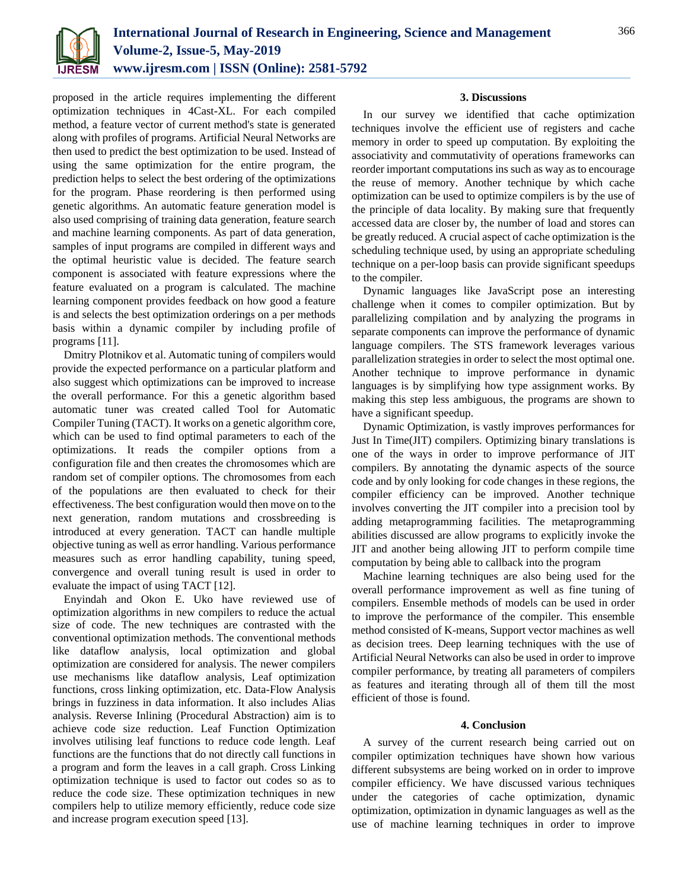proposed in the article requires implementing the different optimization techniques in 4Cast-XL. For each compiled method, a feature vector of current method's state is generated along with profiles of programs. Artificial Neural Networks are then used to predict the best optimization to be used. Instead of using the same optimization for the entire program, the prediction helps to select the best ordering of the optimizations for the program. Phase reordering is then performed using genetic algorithms. An automatic feature generation model is also used comprising of training data generation, feature search and machine learning components. As part of data generation, samples of input programs are compiled in different ways and the optimal heuristic value is decided. The feature search component is associated with feature expressions where the feature evaluated on a program is calculated. The machine learning component provides feedback on how good a feature is and selects the best optimization orderings on a per methods basis within a dynamic compiler by including profile of programs [11].

Dmitry Plotnikov et al. Automatic tuning of compilers would provide the expected performance on a particular platform and also suggest which optimizations can be improved to increase the overall performance. For this a genetic algorithm based automatic tuner was created called Tool for Automatic Compiler Tuning (TACT). It works on a genetic algorithm core, which can be used to find optimal parameters to each of the optimizations. It reads the compiler options from a configuration file and then creates the chromosomes which are random set of compiler options. The chromosomes from each of the populations are then evaluated to check for their effectiveness. The best configuration would then move on to the next generation, random mutations and crossbreeding is introduced at every generation. TACT can handle multiple objective tuning as well as error handling. Various performance measures such as error handling capability, tuning speed, convergence and overall tuning result is used in order to evaluate the impact of using TACT [12].

Enyindah and Okon E. Uko have reviewed use of optimization algorithms in new compilers to reduce the actual size of code. The new techniques are contrasted with the conventional optimization methods. The conventional methods like dataflow analysis, local optimization and global optimization are considered for analysis. The newer compilers use mechanisms like dataflow analysis, Leaf optimization functions, cross linking optimization, etc. Data-Flow Analysis brings in fuzziness in data information. It also includes Alias analysis. Reverse Inlining (Procedural Abstraction) aim is to achieve code size reduction. Leaf Function Optimization involves utilising leaf functions to reduce code length. Leaf functions are the functions that do not directly call functions in a program and form the leaves in a call graph. Cross Linking optimization technique is used to factor out codes so as to reduce the code size. These optimization techniques in new compilers help to utilize memory efficiently, reduce code size and increase program execution speed [13].

## 3. Discussions

In our survey we identified that cache optimization techniques involve the efficient use of registers and cache memory in order to speed up computation. By exploiting the associativity and commutativity of operations frameworks can reorder important computations ins such as way as to encourage the reuse of memory. Another technique by which cache optimization can be used to optimize compilers is by the use of the principle of data locality. By making sure that frequently accessed data are closer by, the number of load and stores can be greatly reduced. A crucial aspect of cache optimization is the scheduling technique used, by using an appropriate scheduling technique on a per-loop basis can provide significant speedups to the compiler.

Dynamic languages like JavaScript pose an interesting challenge when it comes to compiler optimization. But by parallelizing compilation and by analyzing the programs in separate components can improve the performance of dynamic language compilers. The STS framework leverages various parallelization strategies in order to select the most optimal one. Another technique to improve performance in dynamic languages is by simplifying how type assignment works. By making this step less ambiguous, the programs are shown to have a significant speedup.

Dynamic Optimization, is vastly improves performances for Just In Time(JIT) compilers. Optimizing binary translations is one of the ways in order to improve performance of JIT compilers. By annotating the dynamic aspects of the source code and by only looking for code changes in these regions, the compiler efficiency can be improved. Another technique involves converting the JIT compiler into a precision tool by adding metaprogramming facilities. The metaprogramming abilities discussed are allow programs to explicitly invoke the JIT and another being allowing JIT to perform compile time computation by being able to callback into the program

Machine learning techniques are also being used for the overall performance improvement as well as fine tuning of compilers. Ensemble methods of models can be used in order to improve the performance of the compiler. This ensemble method consisted of K-means, Support vector machines as well as decision trees. Deep learning techniques with the use of Artificial Neural Networks can also be used in order to improve compiler performance, by treating all parameters of compilers as features and iterating through all of them till the most efficient of those is found.

## 4. Conclusion

A survey of the current research being carried out on compiler optimization techniques have shown how various different subsystems are being worked on in order to improve compiler efficiency. We have discussed various techniques under the categories of cache optimization, dynamic optimization, optimization in dynamic languages as well as the use of machine learning techniques in order to improve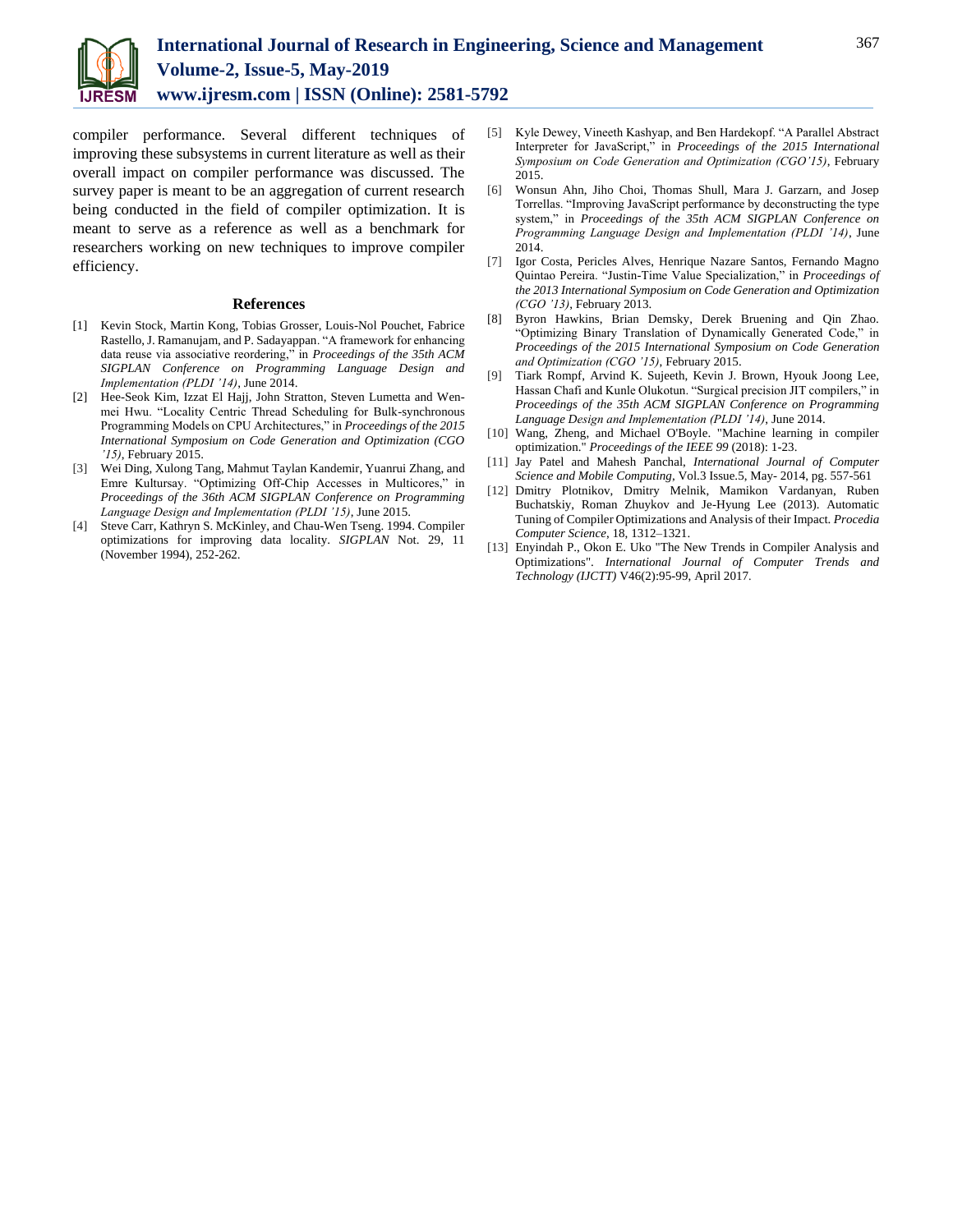compiler performance. Several different techniques of improving these subsystems in current literature as well as their overall impact on compiler performance was discussed. The survey paper is meant to be an aggregation of current research being conducted in the field of compiler optimization. It is meant to serve as a reference as well as a benchmark for researchers working on new techniques to improve compiler efficiency.

## References

[1] Kevin Stock, Martin Kong, Tobias Grosser, Louis-Nol Pouchet, Fabrice Rastello, J. Ramanujam, and P. Sadayappan. "A framework for enhancing data reuse via associative reordering," in *Proceedings of the 35th ACM SIGPLAN Conference on Programming Language Design and Implementation (PLDI '14)*, June 2014.

[2] Hee-Seok Kim, Izzat El Hajj, John Stratton, Steven Lumetta and Wen-mei Hwu. "Locality Centric Thread Scheduling for Bulk-synchronous Programming Models on CPU Architectures," in *Proceedings of the 2015 International Symposium on Code Generation and Optimization (CGO '15)*, February 2015.

[3] Wei Ding, Xulong Tang, Mahmut Taylan Kandemir, Yuanrui Zhang, and Emre Kultursay. "Optimizing Off-Chip Accesses in Multicores," in *Proceedings of the 36th ACM SIGPLAN Conference on Programming Language Design and Implementation (PLDI '15)*, June 2015.

[4] Steve Carr, Kathryn S. McKinley, and Chau-Wen Tseng. 1994. Compiler optimizations for improving data locality. *SIGPLAN* Not. 29, 11 (November 1994), 252-262.

[5] Kyle Dewey, Vineeth Kashyap, and Ben Hardekopf. "A Parallel Abstract Interpreter for JavaScript," in *Proceedings of the 2015 International Symposium on Code Generation and Optimization (CGO'15)*, February 2015.

[6] Wonsun Ahn, Jiho Choi, Thomas Shull, Mara J. Garzarn, and Josep Torrellas. "Improving JavaScript performance by deconstructing the type system," in *Proceedings of the 35th ACM SIGPLAN Conference on Programming Language Design and Implementation (PLDI '14)*, June 2014.

[7] Igor Costa, Pericles Alves, Henrique Nazare Santos, Fernando Magno Quintao Pereira. "Justin-Time Value Specialization," in *Proceedings of the 2013 International Symposium on Code Generation and Optimization (CGO '13)*, February 2013.

[8] Byron Hawkins, Brian Demsky, Derek Bruening and Qin Zhao. "Optimizing Binary Translation of Dynamically Generated Code," in *Proceedings of the 2015 International Symposium on Code Generation and Optimization (CGO '15)*, February 2015.

[9] Tiark Rompf, Arvind K. Sujeeth, Kevin J. Brown, Hyouk Joong Lee, Hassan Chafi and Kunle Olukotun. "Surgical precision JIT compilers," in *Proceedings of the 35th ACM SIGPLAN Conference on Programming Language Design and Implementation (PLDI '14)*, June 2014.

[10] Wang, Zheng, and Michael O'Boyle. "Machine learning in compiler optimization." *Proceedings of the IEEE 99* (2018): 1-23.

[11] Jay Patel and Mahesh Panchal, *International Journal of Computer Science and Mobile Computing*, Vol.3 Issue.5, May- 2014, pg. 557-561

[12] Dmitry Plotnikov, Dmitry Melnik, Mamikon Vardanyan, Ruben Buchatskiy, Roman Zhuykov and Je-Hyung Lee (2013). Automatic Tuning of Compiler Optimizations and Analysis of their Impact. *Procedia Computer Science*, 18, 1312–1321.

[13] Enyindah P., Okon E. Uko "The New Trends in Compiler Analysis and Optimizations". *International Journal of Computer Trends and Technology (IJCTT)* V46(2):95-99, April 2017.